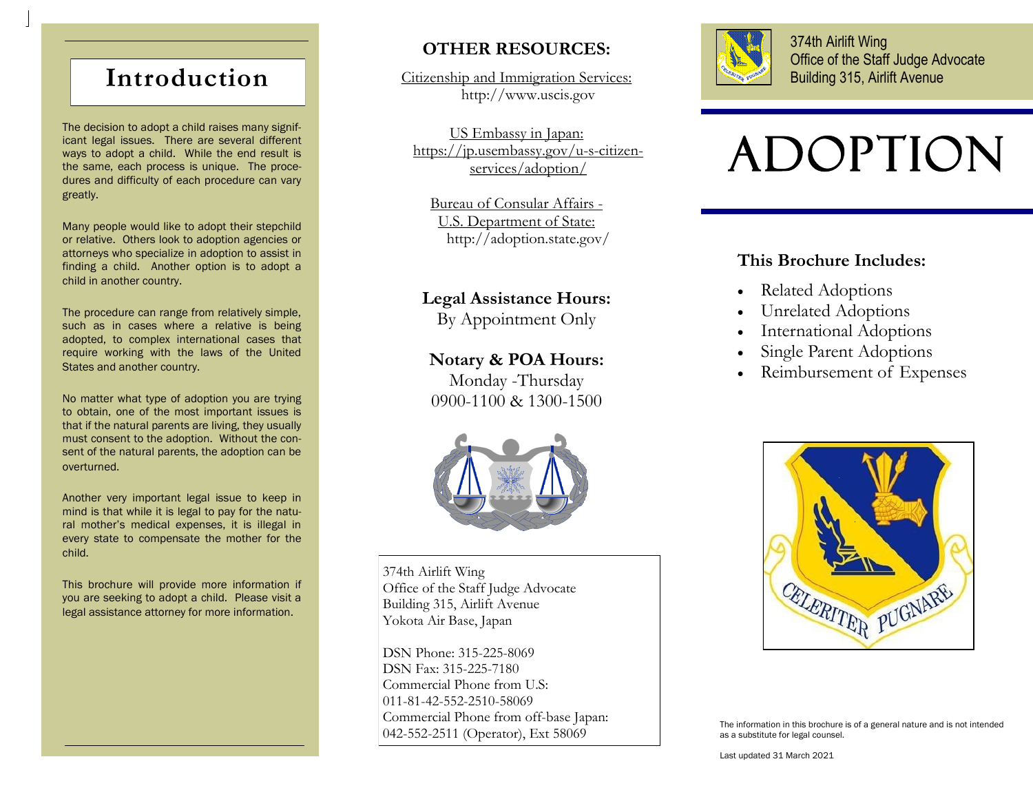## Introduction

The decision to adopt a child raises many significant legal issues. There are several different ways to adopt a child. While the end result is the same, each process is unique. The procedures and difficulty of each procedure can vary greatly.

Many people would like to adopt their stepchild or relative. Others look to adoption agencies or attorneys who specialize in adoption to assist in finding a child. Another option is to adopt a child in another country.

The procedure can range from relatively simple, such as in cases where a relative is being adopted, to complex international cases that require working with the laws of the United States and another country.

No matter what type of adoption you are trying to obtain, one of the most important issues is that if the natural parents are living, they usually must consent to the adoption. Without the consent of the natural parents, the adoption can be overturned.

Another very important legal issue to keep in mind is that while it is legal to pay for the natural mother's medical expenses, it is illegal in every state to compensate the mother for the child.

This brochure will provide more information if you are seeking to adopt a child. Please visit a legal assistance attorney for more information.

## OTHER RESOURCES:

Citizenship and Immigration Services:
http://www.uscis.gov

US Embassy in Japan:
https://jp.usembassy.gov/u-s-citizen-services/adoption/

Bureau of Consular Affairs - U.S. Department of State:
http://adoption.state.gov/

**Legal Assistance Hours:**
By Appointment Only

**Notary & POA Hours:**
Monday -Thursday
0900-1100 & 1300-1500

374th Airlift Wing
Office of the Staff Judge Advocate
Building 315, Airlift Avenue
Yokota Air Base, Japan

DSN Phone: 315-225-8069
DSN Fax: 315-225-7180
Commercial Phone from U.S:
011-81-42-552-2510-58069
Commercial Phone from off-base Japan:
042-552-2511 (Operator), Ext 58069

374th Airlift Wing
Office of the Staff Judge Advocate
Building 315, Airlift Avenue

# ADOPTION

### This Brochure Includes:

- Related Adoptions
- Unrelated Adoptions
- International Adoptions
- Single Parent Adoptions
- Reimbursement of Expenses

CELERITER PUGNARE

The information in this brochure is of a general nature and is not intended as a substitute for legal counsel.

Last updated 31 March 2021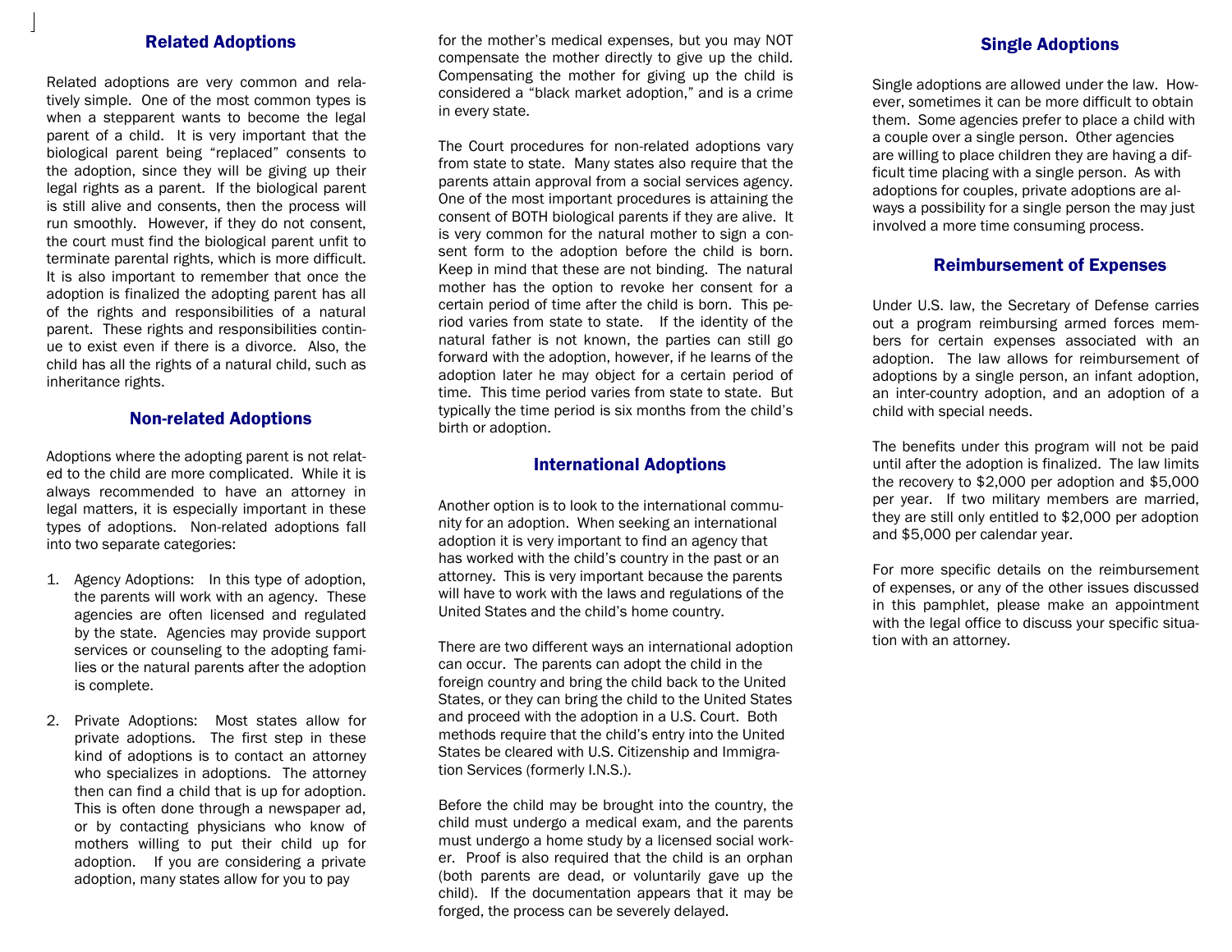## Related Adoptions

Related adoptions are very common and relatively simple. One of the most common types is when a stepparent wants to become the legal parent of a child. It is very important that the biological parent being "replaced" consents to the adoption, since they will be giving up their legal rights as a parent. If the biological parent is still alive and consents, then the process will run smoothly. However, if they do not consent, the court must find the biological parent unfit to terminate parental rights, which is more difficult. It is also important to remember that once the adoption is finalized the adopting parent has all of the rights and responsibilities of a natural parent. These rights and responsibilities continue to exist even if there is a divorce. Also, the child has all the rights of a natural child, such as inheritance rights.

## Non-related Adoptions

Adoptions where the adopting parent is not related to the child are more complicated. While it is always recommended to have an attorney in legal matters, it is especially important in these types of adoptions. Non-related adoptions fall into two separate categories:

1. Agency Adoptions: In this type of adoption, the parents will work with an agency. These agencies are often licensed and regulated by the state. Agencies may provide support services or counseling to the adopting families or the natural parents after the adoption is complete.

2. Private Adoptions: Most states allow for private adoptions. The first step in these kind of adoptions is to contact an attorney who specializes in adoptions. The attorney then can find a child that is up for adoption. This is often done through a newspaper ad, or by contacting physicians who know of mothers willing to put their child up for adoption. If you are considering a private adoption, many states allow for you to pay for the mother's medical expenses, but you may NOT compensate the mother directly to give up the child. Compensating the mother for giving up the child is considered a "black market adoption," and is a crime in every state.

The Court procedures for non-related adoptions vary from state to state. Many states also require that the parents attain approval from a social services agency. One of the most important procedures is attaining the consent of BOTH biological parents if they are alive. It is very common for the natural mother to sign a consent form to the adoption before the child is born. Keep in mind that these are not binding. The natural mother has the option to revoke her consent for a certain period of time after the child is born. This period varies from state to state. If the identity of the natural father is not known, the parties can still go forward with the adoption, however, if he learns of the adoption later he may object for a certain period of time. This time period varies from state to state. But typically the time period is six months from the child's birth or adoption.

## International Adoptions

Another option is to look to the international community for an adoption. When seeking an international adoption it is very important to find an agency that has worked with the child's country in the past or an attorney. This is very important because the parents will have to work with the laws and regulations of the United States and the child's home country.

There are two different ways an international adoption can occur. The parents can adopt the child in the foreign country and bring the child back to the United States, or they can bring the child to the United States and proceed with the adoption in a U.S. Court. Both methods require that the child's entry into the United States be cleared with U.S. Citizenship and Immigration Services (formerly I.N.S.).

Before the child may be brought into the country, the child must undergo a medical exam, and the parents must undergo a home study by a licensed social worker. Proof is also required that the child is an orphan (both parents are dead, or voluntarily gave up the child). If the documentation appears that it may be forged, the process can be severely delayed.

## Single Adoptions

Single adoptions are allowed under the law. However, sometimes it can be more difficult to obtain them. Some agencies prefer to place a child with a couple over a single person. Other agencies are willing to place children they are having a difficult time placing with a single person. As with adoptions for couples, private adoptions are always a possibility for a single person the may just involved a more time consuming process.

## Reimbursement of Expenses

Under U.S. law, the Secretary of Defense carries out a program reimbursing armed forces members for certain expenses associated with an adoption. The law allows for reimbursement of adoptions by a single person, an infant adoption, an inter-country adoption, and an adoption of a child with special needs.

The benefits under this program will not be paid until after the adoption is finalized. The law limits the recovery to $2,000 per adoption and $5,000 per year. If two military members are married, they are still only entitled to $2,000 per adoption and $5,000 per calendar year.

For more specific details on the reimbursement of expenses, or any of the other issues discussed in this pamphlet, please make an appointment with the legal office to discuss your specific situation with an attorney.